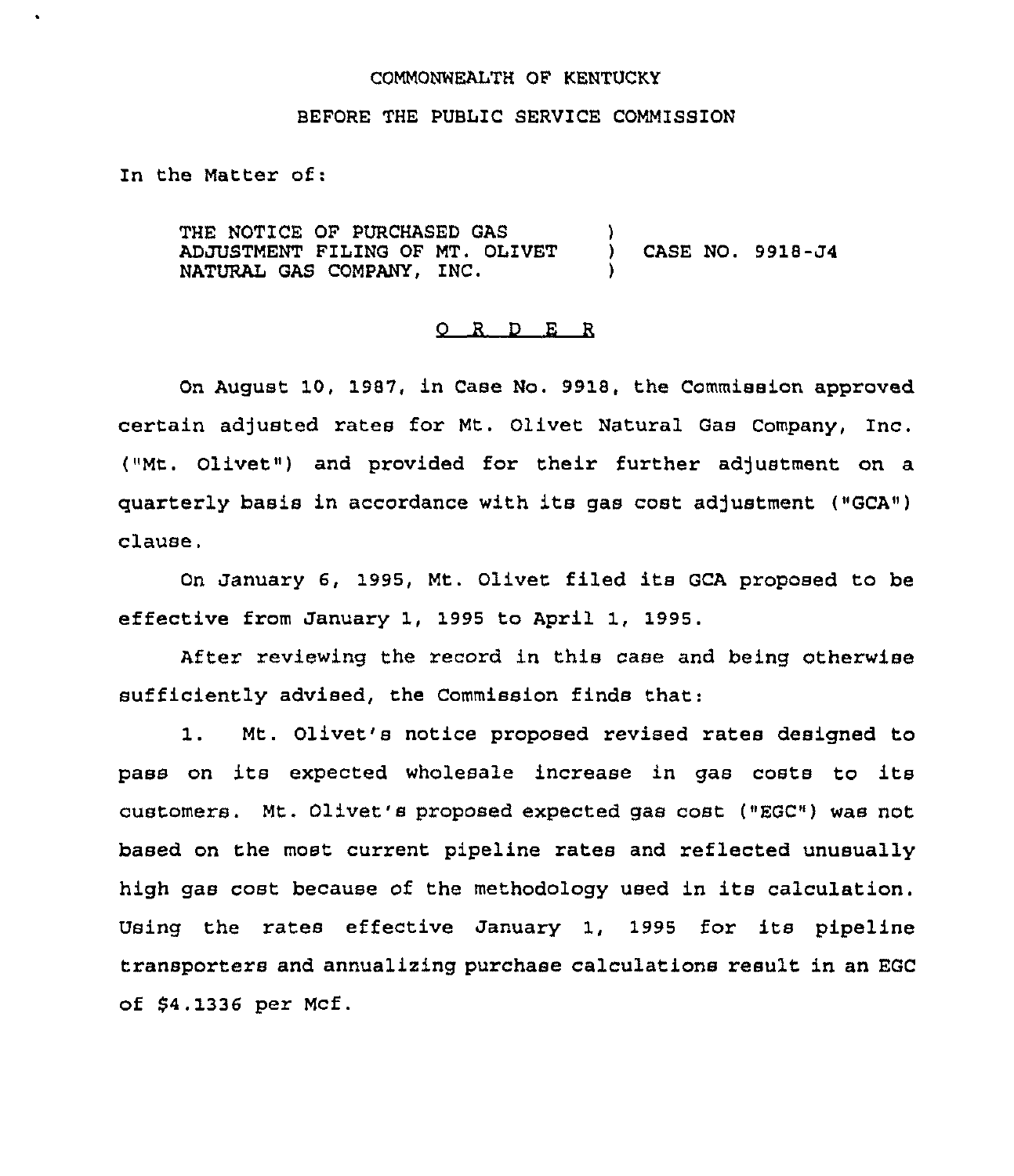COMMONWEALTH OF KENTUCKY

BEFORE THE PUBLIC SERVICE COMMISSION

In the Matter of:

| | | |
|---|---|---|
| THE NOTICE OF PURCHASED GAS ADJUSTMENT FILING OF MT. OLIVET NATURAL GAS COMPANY, INC. | ) | CASE NO. 9918-J4 |

O R D E R

On August 10, 1987, in Case No. 9918, the Commission approved certain adjusted rates for Mt. Olivet Natural Gas Company, Inc. ("Mt. Olivet") and provided for their further adjustment on a quarterly basis in accordance with its gas cost adjustment ("GCA") clause.

On January 6, 1995, Mt. Olivet filed its GCA proposed to be effective from January 1, 1995 to April 1, 1995.

After reviewing the record in this case and being otherwise sufficiently advised, the Commission finds that:

1. Mt. Olivet's notice proposed revised rates designed to pass on its expected wholesale increase in gas costs to its customers. Mt. Olivet's proposed expected gas cost ("EGC") was not based on the most current pipeline rates and reflected unusually high gas cost because of the methodology used in its calculation. Using the rates effective January 1, 1995 for its pipeline transporters and annualizing purchase calculations result in an EGC of $4.1336 per Mcf.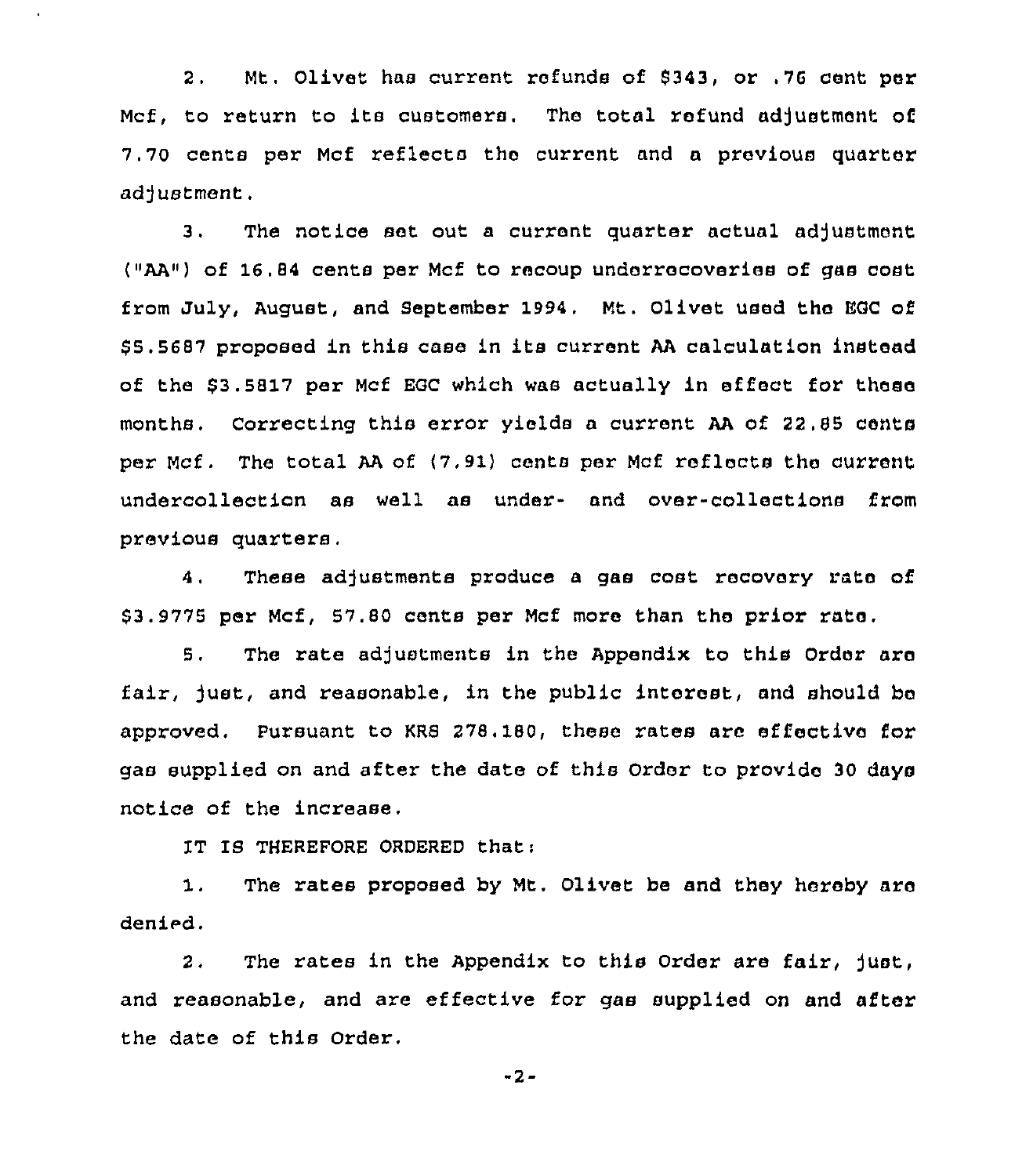2. Mt. Olivet has current refunds of $343, or .76 cent per Mcf, to return to its customers. The total refund adjustment of 7.70 cents per Mcf reflects the current and a previous quarter adjustment.

3. The notice set out a current quarter actual adjustment ("AA") of 16.84 cents per Mcf to recoup underrecoveries of gas cost from July, August, and September 1994. Mt. Olivet used the EGC of $5.5687 proposed in this case in its current AA calculation instead of the $3.5817 per Mcf EGC which was actually in effect for these months. Correcting this error yields a current AA of 22.85 cents per Mcf. The total AA of (7.91) cents per Mcf reflects the current undercollection as well as under- and over-collections from previous quarters.

4. These adjustments produce a gas cost recovery rate of $3.9775 per Mcf, 57.80 cents per Mcf more than the prior rate.

5. The rate adjustments in the Appendix to this Order are fair, just, and reasonable, in the public interest, and should be approved. Pursuant to KRS 278.180, these rates are effective for gas supplied on and after the date of this Order to provide 30 days notice of the increase.

IT IS THEREFORE ORDERED that:

1. The rates proposed by Mt. Olivet be and they hereby are denied.

2. The rates in the Appendix to this Order are fair, just, and reasonable, and are effective for gas supplied on and after the date of this Order.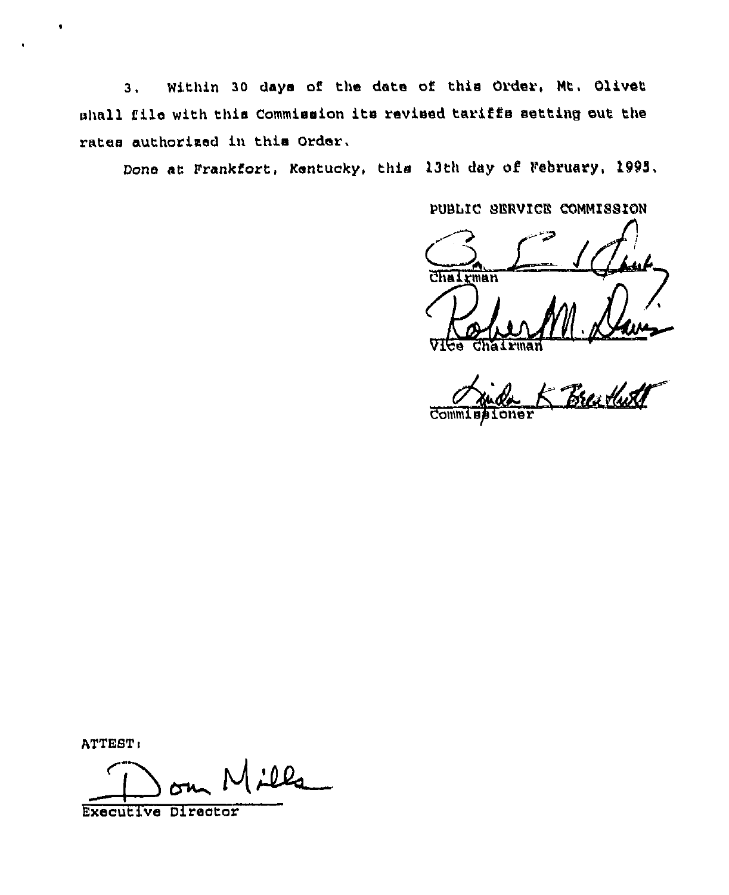3. Within 30 days of the date of this Order, Mt. Olivet shall file with this Commission its revised tariffs setting out the rates authorized in this Order.

Done at Frankfort, Kentucky, this 13th day of February, 1995.

PUBLIC SERVICE COMMISSION

Chairman

Vice Chairman

Commissioner

ATTEST:

Executive Director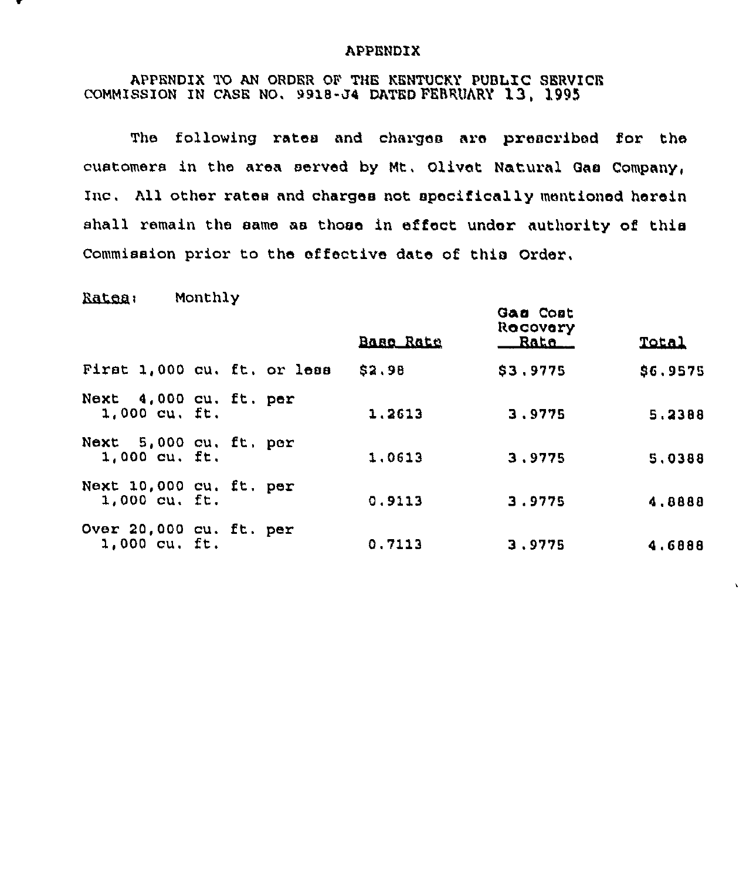APPENDIX

APPENDIX TO AN ORDER OF THE KENTUCKY PUBLIC SERVICE COMMISSION IN CASE NO. 9918-J4 DATED FEBRUARY 13, 1995

The following rates and charges are prescribed for the customers in the area served by Mt. Olivet Natural Gas Company, Inc. All other rates and charges not specifically mentioned herein shall remain the same as those in effect under authority of this Commission prior to the effective date of this Order.

Rates: Monthly

| | Base Rate | Gas Cost Recovery Rate | Total |
|---|---|---|---|
| First 1,000 cu. ft. or less | $2.98 | $3.9775 | $6.9575 |
| Next 4,000 cu. ft. per 1,000 cu. ft. | 1.2613 | 3.9775 | 5.2388 |
| Next 5,000 cu. ft. per 1,000 cu. ft. | 1.0613 | 3.9775 | 5.0388 |
| Next 10,000 cu. ft. per 1,000 cu. ft. | 0.9113 | 3.9775 | 4.8888 |
| Over 20,000 cu. ft. per 1,000 cu. ft. | 0.7113 | 3.9775 | 4.6888 |